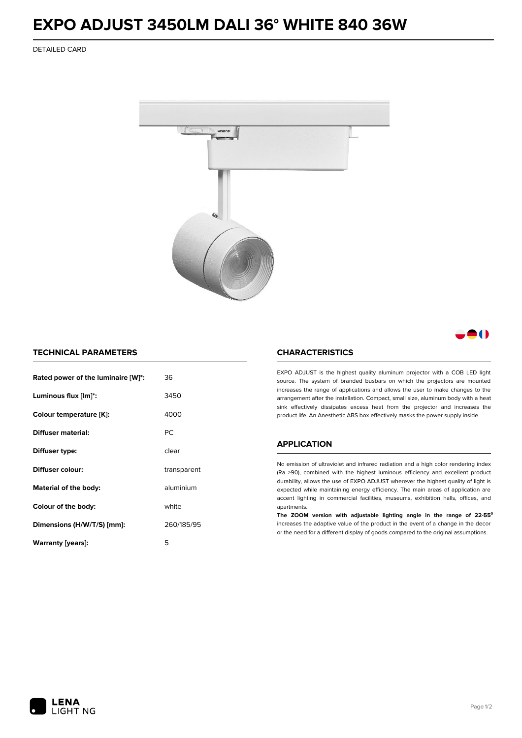# EXPO ADJUST 3450LM DALI 36° WHITE 840 36W

DETAILED CARD

## TECHNICAL PARAMETERS

| Parameter | Value |
|---|---|
| **Rated power of the luminaire [W]*:** | 36 |
| **Luminous flux [lm]*:** | 3450 |
| **Colour temperature [K]:** | 4000 |
| **Diffuser material:** | PC |
| **Diffuser type:** | clear |
| **Diffuser colour:** | transparent |
| **Material of the body:** | aluminium |
| **Colour of the body:** | white |
| **Dimensions (H/W/T/S) [mm]:** | 260/185/95 |
| **Warranty [years]:** | 5 |

## CHARACTERISTICS

EXPO ADJUST is the highest quality aluminum projector with a COB LED light source. The system of branded busbars on which the projectors are mounted increases the range of applications and allows the user to make changes to the arrangement after the installation. Compact, small size, aluminum body with a heat sink effectively dissipates excess heat from the projector and increases the product life. An Anesthetic ABS box effectively masks the power supply inside.

## APPLICATION

No emission of ultraviolet and infrared radiation and a high color rendering index (Ra >90), combined with the highest luminous efficiency and excellent product durability, allows the use of EXPO ADJUST wherever the highest quality of light is expected while maintaining energy efficiency. The main areas of application are accent lighting in commercial facilities, museums, exhibition halls, offices, and apartments.

**The ZOOM version with adjustable lighting angle in the range of 22-55°** increases the adaptive value of the product in the event of a change in the decor or the need for a different display of goods compared to the original assumptions.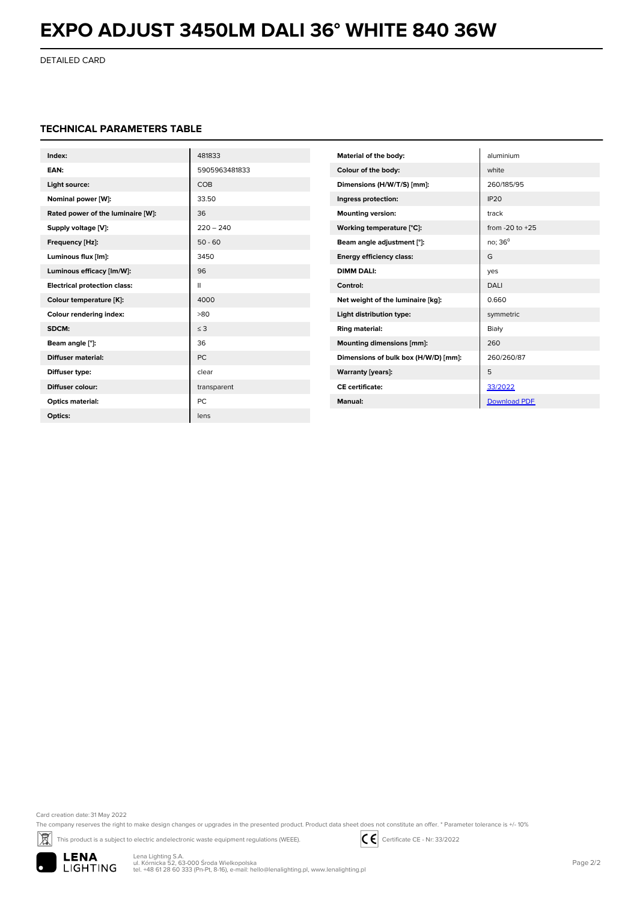# EXPO ADJUST 3450LM DALI 36° WHITE 840 36W

DETAILED CARD

### TECHNICAL PARAMETERS TABLE

| | |
|---|---|
| **Index:** | 481833 |
| **EAN:** | 5905963481833 |
| **Light source:** | COB |
| **Nominal power [W]:** | 33.50 |
| **Rated power of the luminaire [W]:** | 36 |
| **Supply voltage [V]:** | 220 – 240 |
| **Frequency [Hz]:** | 50 - 60 |
| **Luminous flux [lm]:** | 3450 |
| **Luminous efficacy [lm/W]:** | 96 |
| **Electrical protection class:** | II |
| **Colour temperature [K]:** | 4000 |
| **Colour rendering index:** | >80 |
| **SDCM:** | ≤ 3 |
| **Beam angle [°]:** | 36 |
| **Diffuser material:** | PC |
| **Diffuser type:** | clear |
| **Diffuser colour:** | transparent |
| **Optics material:** | PC |
| **Optics:** | lens |

| | |
|---|---|
| **Material of the body:** | aluminium |
| **Colour of the body:** | white |
| **Dimensions (H/W/T/S) [mm]:** | 260/185/95 |
| **Ingress protection:** | IP20 |
| **Mounting version:** | track |
| **Working temperature [°C]:** | from -20 to +25 |
| **Beam angle adjustment [°]:** | no; 36⁰ |
| **Energy efficiency class:** | G |
| **DIMM DALI:** | yes |
| **Control:** | DALI |
| **Net weight of the luminaire [kg]:** | 0.660 |
| **Light distribution type:** | symmetric |
| **Ring material:** | Biały |
| **Mounting dimensions [mm]:** | 260 |
| **Dimensions of bulk box (H/W/D) [mm]:** | 260/260/87 |
| **Warranty [years]:** | 5 |
| **CE certificate:** | 33/2022 |
| **Manual:** | Download PDF |

Card creation date: 31 May 2022

The company reserves the right to make design changes or upgrades in the presented product. Product data sheet does not constitute an offer. * Parameter tolerance is +/- 10%

This product is a subject to electric andelectronic waste equipment regulations (WEEE).

Certificate CE - Nr: 33/2022

LENA LIGHTING

Lena Lighting S.A.
ul. Kórnicka 52, 63-000 Środa Wielkopolska
tel. +48 61 28 60 333 (Pn-Pt, 8-16), e-mail: hello@lenalighting.pl, www.lenalighting.pl